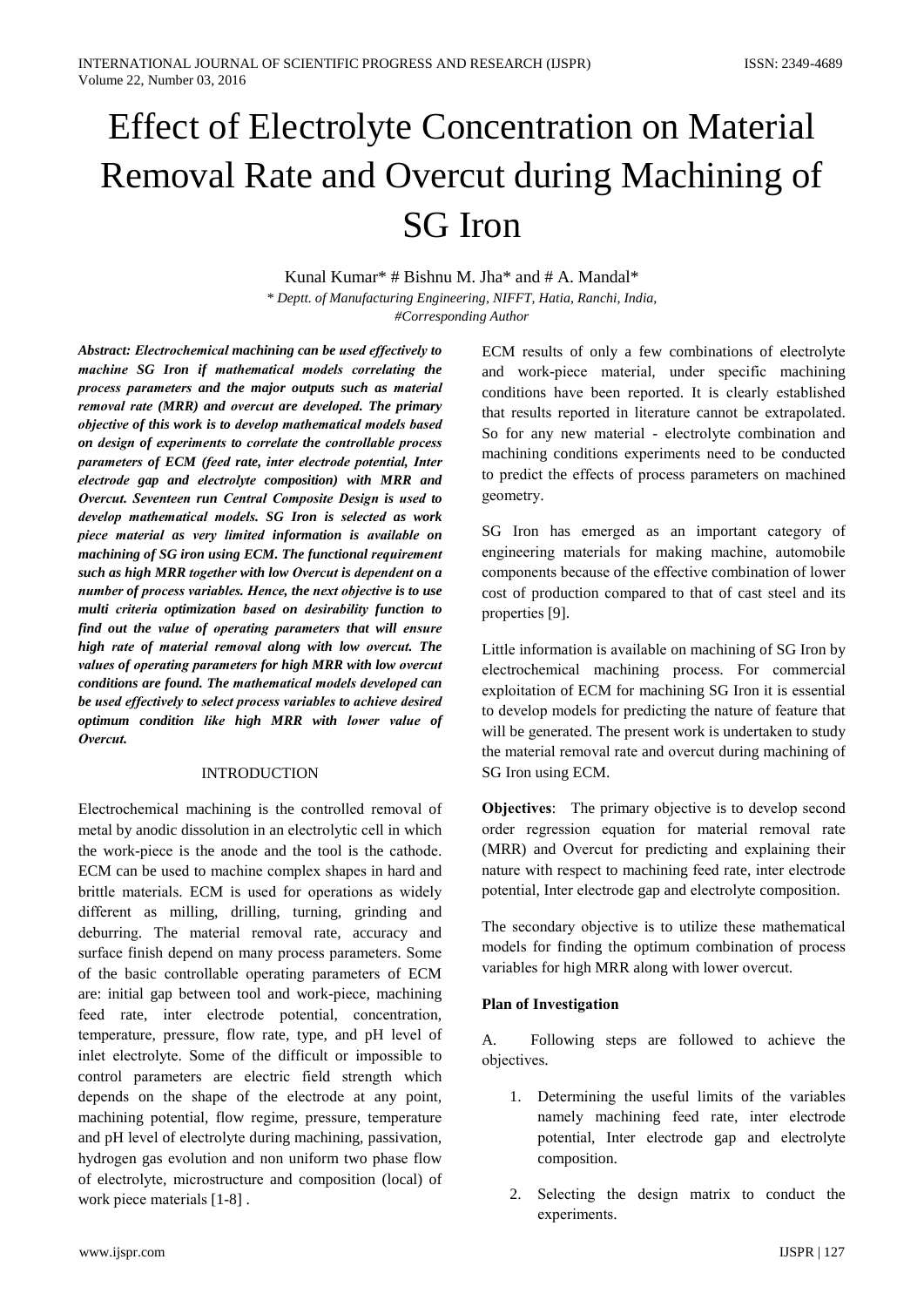# Effect of Electrolyte Concentration on Material Removal Rate and Overcut during Machining of SG Iron

Kunal Kumar* # Bishnu M. Jha* and # A. Mandal*

*\* Deptt. of Manufacturing Engineering, NIFFT, Hatia, Ranchi, India,*
*#Corresponding Author*

***Abstract: Electrochemical machining can be used effectively to machine SG Iron if mathematical models correlating the process parameters and the major outputs such as material removal rate (MRR) and overcut are developed. The primary objective of this work is to develop mathematical models based on design of experiments to correlate the controllable process parameters of ECM (feed rate, inter electrode potential, Inter electrode gap and electrolyte composition) with MRR and Overcut. Seventeen run Central Composite Design is used to develop mathematical models. SG Iron is selected as work piece material as very limited information is available on machining of SG iron using ECM. The functional requirement such as high MRR together with low Overcut is dependent on a number of process variables. Hence, the next objective is to use multi criteria optimization based on desirability function to find out the value of operating parameters that will ensure high rate of material removal along with low overcut. The values of operating parameters for high MRR with low overcut conditions are found. The mathematical models developed can be used effectively to select process variables to achieve desired optimum condition like high MRR with lower value of Overcut.***

## INTRODUCTION

Electrochemical machining is the controlled removal of metal by anodic dissolution in an electrolytic cell in which the work-piece is the anode and the tool is the cathode. ECM can be used to machine complex shapes in hard and brittle materials. ECM is used for operations as widely different as milling, drilling, turning, grinding and deburring. The material removal rate, accuracy and surface finish depend on many process parameters. Some of the basic controllable operating parameters of ECM are: initial gap between tool and work-piece, machining feed rate, inter electrode potential, concentration, temperature, pressure, flow rate, type, and pH level of inlet electrolyte. Some of the difficult or impossible to control parameters are electric field strength which depends on the shape of the electrode at any point, machining potential, flow regime, pressure, temperature and pH level of electrolyte during machining, passivation, hydrogen gas evolution and non uniform two phase flow of electrolyte, microstructure and composition (local) of work piece materials [1-8] .

ECM results of only a few combinations of electrolyte and work-piece material, under specific machining conditions have been reported. It is clearly established that results reported in literature cannot be extrapolated. So for any new material - electrolyte combination and machining conditions experiments need to be conducted to predict the effects of process parameters on machined geometry.

SG Iron has emerged as an important category of engineering materials for making machine, automobile components because of the effective combination of lower cost of production compared to that of cast steel and its properties [9].

Little information is available on machining of SG Iron by electrochemical machining process. For commercial exploitation of ECM for machining SG Iron it is essential to develop models for predicting the nature of feature that will be generated. The present work is undertaken to study the material removal rate and overcut during machining of SG Iron using ECM.

**Objectives**: The primary objective is to develop second order regression equation for material removal rate (MRR) and Overcut for predicting and explaining their nature with respect to machining feed rate, inter electrode potential, Inter electrode gap and electrolyte composition.

The secondary objective is to utilize these mathematical models for finding the optimum combination of process variables for high MRR along with lower overcut.

**Plan of Investigation**

A. Following steps are followed to achieve the objectives.

1. Determining the useful limits of the variables namely machining feed rate, inter electrode potential, Inter electrode gap and electrolyte composition.

2. Selecting the design matrix to conduct the experiments.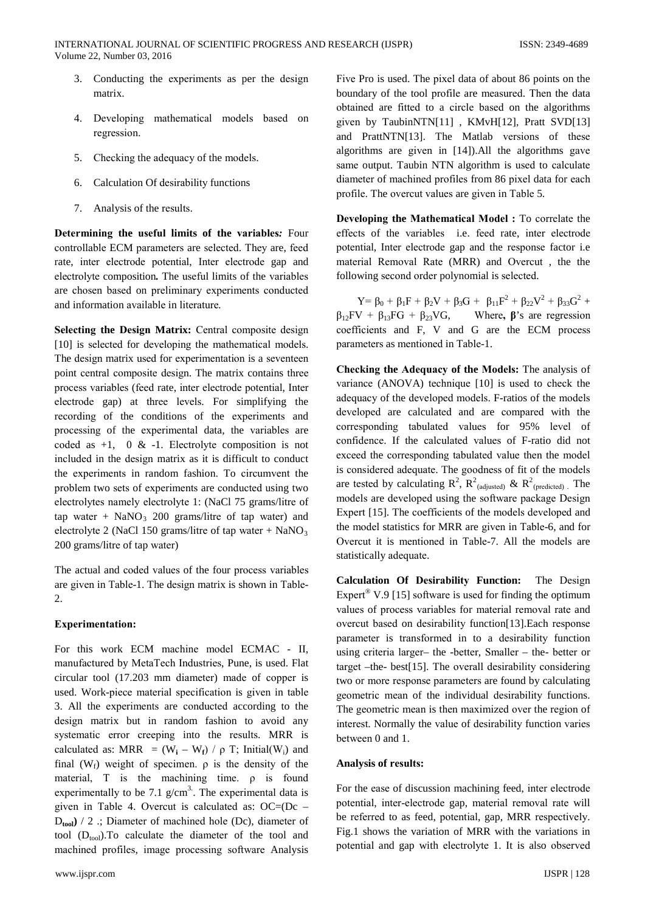3. Conducting the experiments as per the design matrix.
4. Developing mathematical models based on regression.
5. Checking the adequacy of the models.
6. Calculation Of desirability functions
7. Analysis of the results.

**Determining the useful limits of the variables*:*** Four controllable ECM parameters are selected. They are, feed rate, inter electrode potential, Inter electrode gap and electrolyte composition*.* The useful limits of the variables are chosen based on preliminary experiments conducted and information available in literature*.*

**Selecting the Design Matrix:** Central composite design [10] is selected for developing the mathematical models. The design matrix used for experimentation is a seventeen point central composite design. The matrix contains three process variables (feed rate, inter electrode potential, Inter electrode gap) at three levels. For simplifying the recording of the conditions of the experiments and processing of the experimental data, the variables are coded as +1, 0 & -1. Electrolyte composition is not included in the design matrix as it is difficult to conduct the experiments in random fashion. To circumvent the problem two sets of experiments are conducted using two electrolytes namely electrolyte 1: (NaCl 75 grams/litre of tap water + $NaNO_3$ 200 grams/litre of tap water) and electrolyte 2 (NaCl 150 grams/litre of tap water + $NaNO_3$ 200 grams/litre of tap water)

The actual and coded values of the four process variables are given in Table-1. The design matrix is shown in Table-2.

**Experimentation:**

For this work ECM machine model ECMAC - II, manufactured by MetaTech Industries, Pune, is used. Flat circular tool (17.203 mm diameter) made of copper is used. Work-piece material specification is given in table 3. All the experiments are conducted according to the design matrix but in random fashion to avoid any systematic error creeping into the results. MRR is calculated as: MRR $= (W_i - W_f) / \rho T$; Initial($W_i$) and final ($W_f$) weight of specimen. ρ is the density of the material, T is the machining time. ρ is found experimentally to be 7.1 g/cm$^3$. The experimental data is given in Table 4. Overcut is calculated as: OC=(Dc – $D_{tool}$) / 2 .; Diameter of machined hole (Dc), diameter of tool ($D_{tool}$).To calculate the diameter of the tool and machined profiles, image processing software Analysis Five Pro is used. The pixel data of about 86 points on the boundary of the tool profile are measured. Then the data obtained are fitted to a circle based on the algorithms given by TaubinNTN[11] , KMvH[12], Pratt SVD[13] and PrattNTN[13]. The Matlab versions of these algorithms are given in [14]).All the algorithms gave same output. Taubin NTN algorithm is used to calculate diameter of machined profiles from 86 pixel data for each profile. The overcut values are given in Table 5.

**Developing the Mathematical Model :** To correlate the effects of the variables i.e. feed rate, inter electrode potential, Inter electrode gap and the response factor i.e material Removal Rate (MRR) and Overcut , the the following second order polynomial is selected.

$Y= \beta_0 + \beta_1 F + \beta_2 V + \beta_3 G + \beta_{11} F^2 + \beta_{22} V^2 + \beta_{33} G^2 + \beta_{12} FV + \beta_{13} FG + \beta_{23} VG$, Where**, β**'s are regression coefficients and F, V and G are the ECM process parameters as mentioned in Table-1.

**Checking the Adequacy of the Models:** The analysis of variance (ANOVA) technique [10] is used to check the adequacy of the developed models. F-ratios of the models developed are calculated and are compared with the corresponding tabulated values for 95% level of confidence. If the calculated values of F-ratio did not exceed the corresponding tabulated value then the model is considered adequate. The goodness of fit of the models are tested by calculating $R^2$, $R^2_{(adjusted)}$ & $R^2_{(predicted)}$ . The models are developed using the software package Design Expert [15]. The coefficients of the models developed and the model statistics for MRR are given in Table-6, and for Overcut it is mentioned in Table-7. All the models are statistically adequate.

**Calculation Of Desirability Function:** The Design Expert® V.9 [15] software is used for finding the optimum values of process variables for material removal rate and overcut based on desirability function[13].Each response parameter is transformed in to a desirability function using criteria larger– the -better, Smaller – the- better or target –the- best[15]. The overall desirability considering two or more response parameters are found by calculating geometric mean of the individual desirability functions. The geometric mean is then maximized over the region of interest. Normally the value of desirability function varies between 0 and 1.

**Analysis of results:**

For the ease of discussion machining feed, inter electrode potential, inter-electrode gap, material removal rate will be referred to as feed, potential, gap, MRR respectively. Fig.1 shows the variation of MRR with the variations in potential and gap with electrolyte 1. It is also observed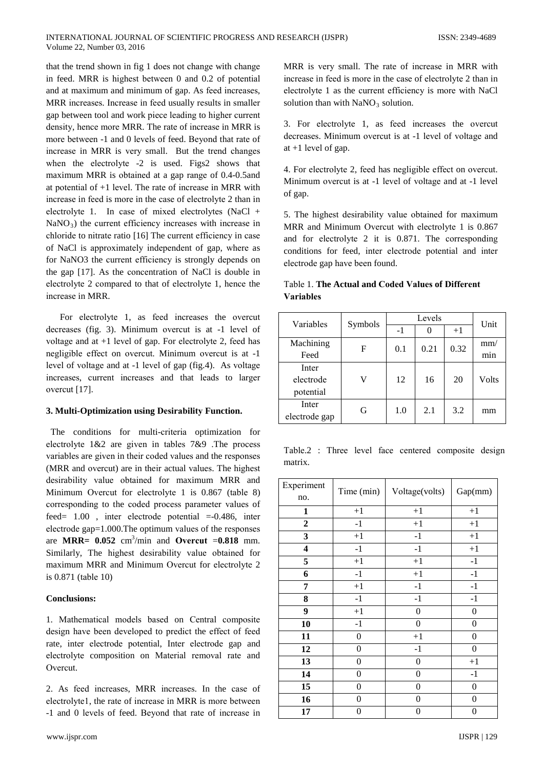that the trend shown in fig 1 does not change with change in feed. MRR is highest between 0 and 0.2 of potential and at maximum and minimum of gap. As feed increases, MRR increases. Increase in feed usually results in smaller gap between tool and work piece leading to higher current density, hence more MRR. The rate of increase in MRR is more between -1 and 0 levels of feed. Beyond that rate of increase in MRR is very small. But the trend changes when the electrolyte -2 is used. Figs2 shows that maximum MRR is obtained at a gap range of 0.4-0.5and at potential of +1 level. The rate of increase in MRR with increase in feed is more in the case of electrolyte 2 than in electrolyte 1. In case of mixed electrolytes (NaCl + $NaNO_3$) the current efficiency increases with increase in chloride to nitrate ratio [16] The current efficiency in case of NaCl is approximately independent of gap, where as for NaNO3 the current efficiency is strongly depends on the gap [17]. As the concentration of NaCl is double in electrolyte 2 compared to that of electrolyte 1, hence the increase in MRR.

For electrolyte 1, as feed increases the overcut decreases (fig. 3). Minimum overcut is at -1 level of voltage and at +1 level of gap. For electrolyte 2, feed has negligible effect on overcut. Minimum overcut is at -1 level of voltage and at -1 level of gap (fig.4). As voltage increases, current increases and that leads to larger overcut [17].

### 3. Multi-Optimization using Desirability Function.

The conditions for multi-criteria optimization for electrolyte 1&2 are given in tables 7&9 .The process variables are given in their coded values and the responses (MRR and overcut) are in their actual values. The highest desirability value obtained for maximum MRR and Minimum Overcut for electrolyte 1 is 0.867 (table 8) corresponding to the coded process parameter values of feed= 1.00 , inter electrode potential =-0.486, inter electrode gap=1.000.The optimum values of the responses are **MRR= 0.052** $cm^3$/min and **Overcut** =**0.818** mm. Similarly, The highest desirability value obtained for maximum MRR and Minimum Overcut for electrolyte 2 is 0.871 (table 10)

### Conclusions:

1. Mathematical models based on Central composite design have been developed to predict the effect of feed rate, inter electrode potential, Inter electrode gap and electrolyte composition on Material removal rate and Overcut.

2. As feed increases, MRR increases. In the case of electrolyte1, the rate of increase in MRR is more between -1 and 0 levels of feed. Beyond that rate of increase in MRR is very small. The rate of increase in MRR with increase in feed is more in the case of electrolyte 2 than in electrolyte 1 as the current efficiency is more with NaCl solution than with $NaNO_3$ solution.

3. For electrolyte 1, as feed increases the overcut decreases. Minimum overcut is at -1 level of voltage and at +1 level of gap.

4. For electrolyte 2, feed has negligible effect on overcut. Minimum overcut is at -1 level of voltage and at -1 level of gap.

5. The highest desirability value obtained for maximum MRR and Minimum Overcut with electrolyte 1 is 0.867 and for electrolyte 2 it is 0.871. The corresponding conditions for feed, inter electrode potential and inter electrode gap have been found.

Table 1. **The Actual and Coded Values of Different Variables**

| Variables | Symbols | Levels | | | Unit |
|---|---|---|---|---|---|
| | | -1 | 0 | +1 | |
| Machining Feed | F | 0.1 | 0.21 | 0.32 | mm/min |
| Inter electrode potential | V | 12 | 16 | 20 | Volts |
| Inter electrode gap | G | 1.0 | 2.1 | 3.2 | mm |

Table.2 : Three level face centered composite design matrix.

| Experiment no. | Time (min) | Voltage(volts) | Gap(mm) |
|---|---|---|---|
| **1** | +1 | +1 | +1 |
| **2** | -1 | +1 | +1 |
| **3** | +1 | -1 | +1 |
| **4** | -1 | -1 | +1 |
| **5** | +1 | +1 | -1 |
| **6** | -1 | +1 | -1 |
| **7** | +1 | -1 | -1 |
| **8** | -1 | -1 | -1 |
| **9** | +1 | 0 | 0 |
| **10** | -1 | 0 | 0 |
| **11** | 0 | +1 | 0 |
| **12** | 0 | -1 | 0 |
| **13** | 0 | 0 | +1 |
| **14** | 0 | 0 | -1 |
| **15** | 0 | 0 | 0 |
| **16** | 0 | 0 | 0 |
| **17** | 0 | 0 | 0 |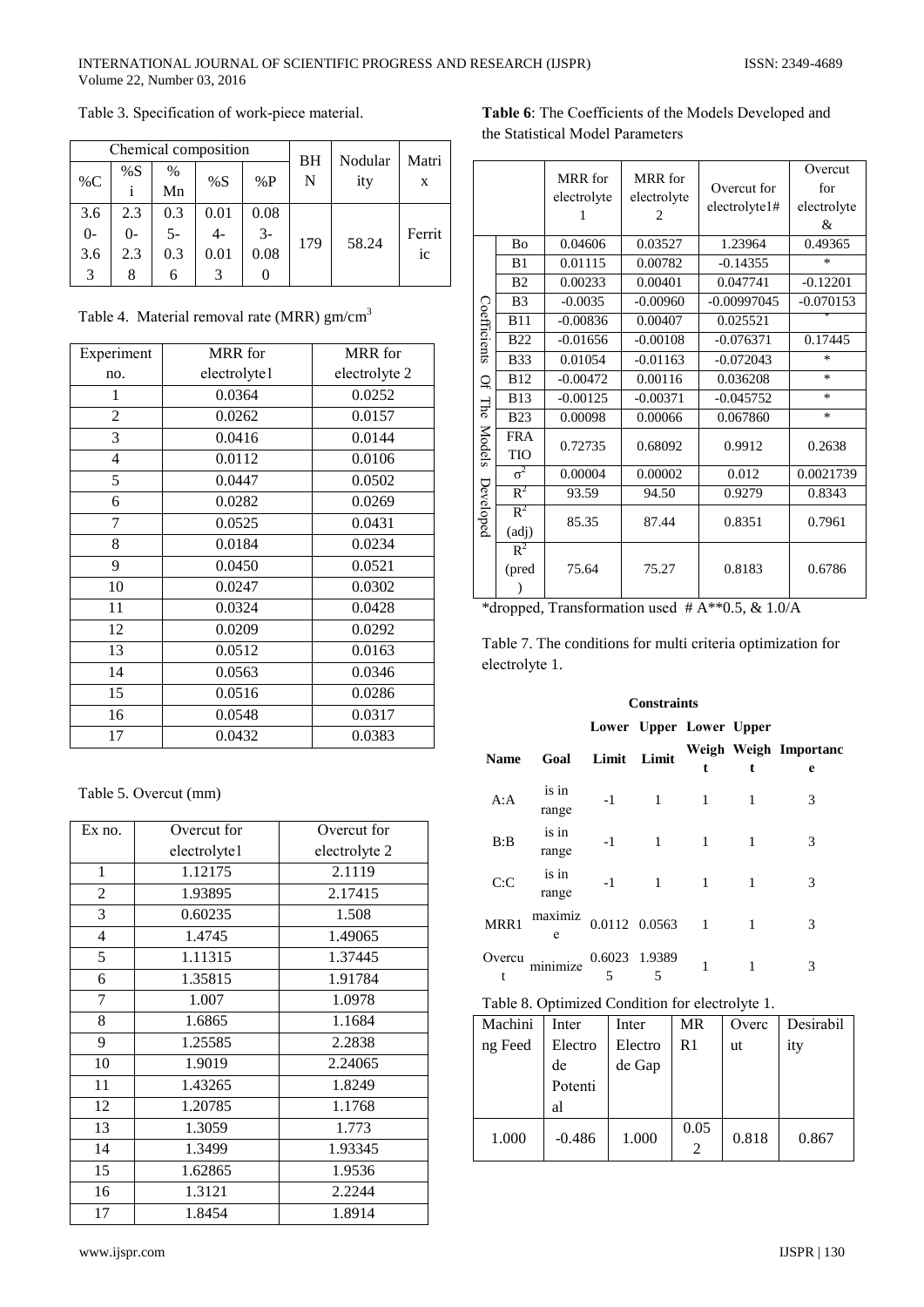Table 3. Specification of work-piece material.

| Chemical composition | | | | | BHN | Nodularity | Matrix |
|---|---|---|---|---|---|---|---|
| %C | %Si | %Mn | %S | %P | | | |
| 3.60-3.63 | 2.30-2.38 | 0.35-0.36 | 0.014-0.013 | 0.083-0.080 | 179 | 58.24 | Ferritic |

Table 4. Material removal rate (MRR) gm/cm$^3$

| Experiment no. | MRR for electrolyte1 | MRR for electrolyte 2 |
|---|---|---|
| 1 | 0.0364 | 0.0252 |
| 2 | 0.0262 | 0.0157 |
| 3 | 0.0416 | 0.0144 |
| 4 | 0.0112 | 0.0106 |
| 5 | 0.0447 | 0.0502 |
| 6 | 0.0282 | 0.0269 |
| 7 | 0.0525 | 0.0431 |
| 8 | 0.0184 | 0.0234 |
| 9 | 0.0450 | 0.0521 |
| 10 | 0.0247 | 0.0302 |
| 11 | 0.0324 | 0.0428 |
| 12 | 0.0209 | 0.0292 |
| 13 | 0.0512 | 0.0163 |
| 14 | 0.0563 | 0.0346 |
| 15 | 0.0516 | 0.0286 |
| 16 | 0.0548 | 0.0317 |
| 17 | 0.0432 | 0.0383 |

Table 5. Overcut (mm)

| Ex no. | Overcut for electrolyte1 | Overcut for electrolyte 2 |
|---|---|---|
| 1 | 1.12175 | 2.1119 |
| 2 | 1.93895 | 2.17415 |
| 3 | 0.60235 | 1.508 |
| 4 | 1.4745 | 1.49065 |
| 5 | 1.11315 | 1.37445 |
| 6 | 1.35815 | 1.91784 |
| 7 | 1.007 | 1.0978 |
| 8 | 1.6865 | 1.1684 |
| 9 | 1.25585 | 2.2838 |
| 10 | 1.9019 | 2.24065 |
| 11 | 1.43265 | 1.8249 |
| 12 | 1.20785 | 1.1768 |
| 13 | 1.3059 | 1.773 |
| 14 | 1.3499 | 1.93345 |
| 15 | 1.62865 | 1.9536 |
| 16 | 1.3121 | 2.2244 |
| 17 | 1.8454 | 1.8914 |

**Table 6**: The Coefficients of the Models Developed and the Statistical Model Parameters

| | | MRR for electrolyte 1 | MRR for electrolyte 2 | Overcut for electrolyte1# | Overcut for electrolyte& |
|---|---|---|---|---|---|
| Coefficients Of The Models Developed | Bo | 0.04606 | 0.03527 | 1.23964 | 0.49365 |
| | B1 | 0.01115 | 0.00782 | -0.14355 | * |
| | B2 | 0.00233 | 0.00401 | 0.047741 | -0.12201 |
| | B3 | -0.0035 | -0.00960 | -0.00997045 | -0.070153 |
| | B11 | -0.00836 | 0.00407 | 0.025521 | * |
| | B22 | -0.01656 | -0.00108 | -0.076371 | 0.17445 |
| | B33 | 0.01054 | -0.01163 | -0.072043 | * |
| | B12 | -0.00472 | 0.00116 | 0.036208 | * |
| | B13 | -0.00125 | -0.00371 | -0.045752 | * |
| | B23 | 0.00098 | 0.00066 | 0.067860 | * |
| | FRATIO | 0.72735 | 0.68092 | 0.9912 | 0.2638 |
| | $\sigma^2$ | 0.00004 | 0.00002 | 0.012 | 0.0021739 |
| | $R^2$ | 93.59 | 94.50 | 0.9279 | 0.8343 |
| | $R^2$ (adj) | 85.35 | 87.44 | 0.8351 | 0.7961 |
| | $R^2$ (pred) | 75.64 | 75.27 | 0.8183 | 0.6786 |

*dropped, Transformation used # A**0.5, & 1.0/A

Table 7. The conditions for multi criteria optimization for electrolyte 1.

| Name | Goal | Lower Limit | Upper Limit | Lower Weight | Upper Weight | Importance |
|---|---|---|---|---|---|---|
| A:A | is in range | -1 | 1 | 1 | 1 | 3 |
| B:B | is in range | -1 | 1 | 1 | 1 | 3 |
| C:C | is in range | -1 | 1 | 1 | 1 | 3 |
| MRR1 | maximize | 0.0112 | 0.0563 | 1 | 1 | 3 |
| Overcut | minimize | 0.60235 | 1.93895 | 1 | 1 | 3 |

Table 8. Optimized Condition for electrolyte 1.

| Machining Feed | Inter Electrode Potential | Inter Electrode Gap | MRR1 | Overcut | Desirability |
|---|---|---|---|---|---|
| 1.000 | -0.486 | 1.000 | 0.052 | 0.818 | 0.867 |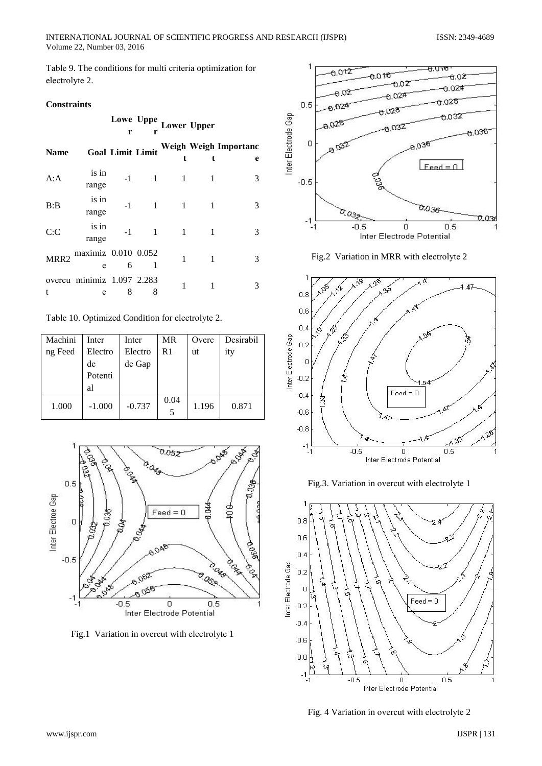Table 9. The conditions for multi criteria optimization for electrolyte 2.

**Constraints**

| Name | Goal | Lower Limit | Upper Limit | Lower Weight | Upper Weight | Importance |
|---|---|---|---|---|---|---|
| A:A | is in range | -1 | 1 | 1 | 1 | 3 |
| B:B | is in range | -1 | 1 | 1 | 1 | 3 |
| C:C | is in range | -1 | 1 | 1 | 1 | 3 |
| MRR2 | maximize | 0.0106 | 0.0521 | 1 | 1 | 3 |
| overcut | minimize | 1.0978 | 2.2838 | 1 | 1 | 3 |

Table 10. Optimized Condition for electrolyte 2.

| Machining Feed | Inter Electrode Potential | Inter Electrode Gap | MRR1 | Overcut | Desirability |
|---|---|---|---|---|---|
| 1.000 | -1.000 | -0.737 | 0.045 | 1.196 | 0.871 |

Fig.1 Variation in overcut with electrolyte 1

Fig.2 Variation in MRR with electrolyte 2

Fig.3. Variation in overcut with electrolyte 1

Fig. 4 Variation in overcut with electrolyte 2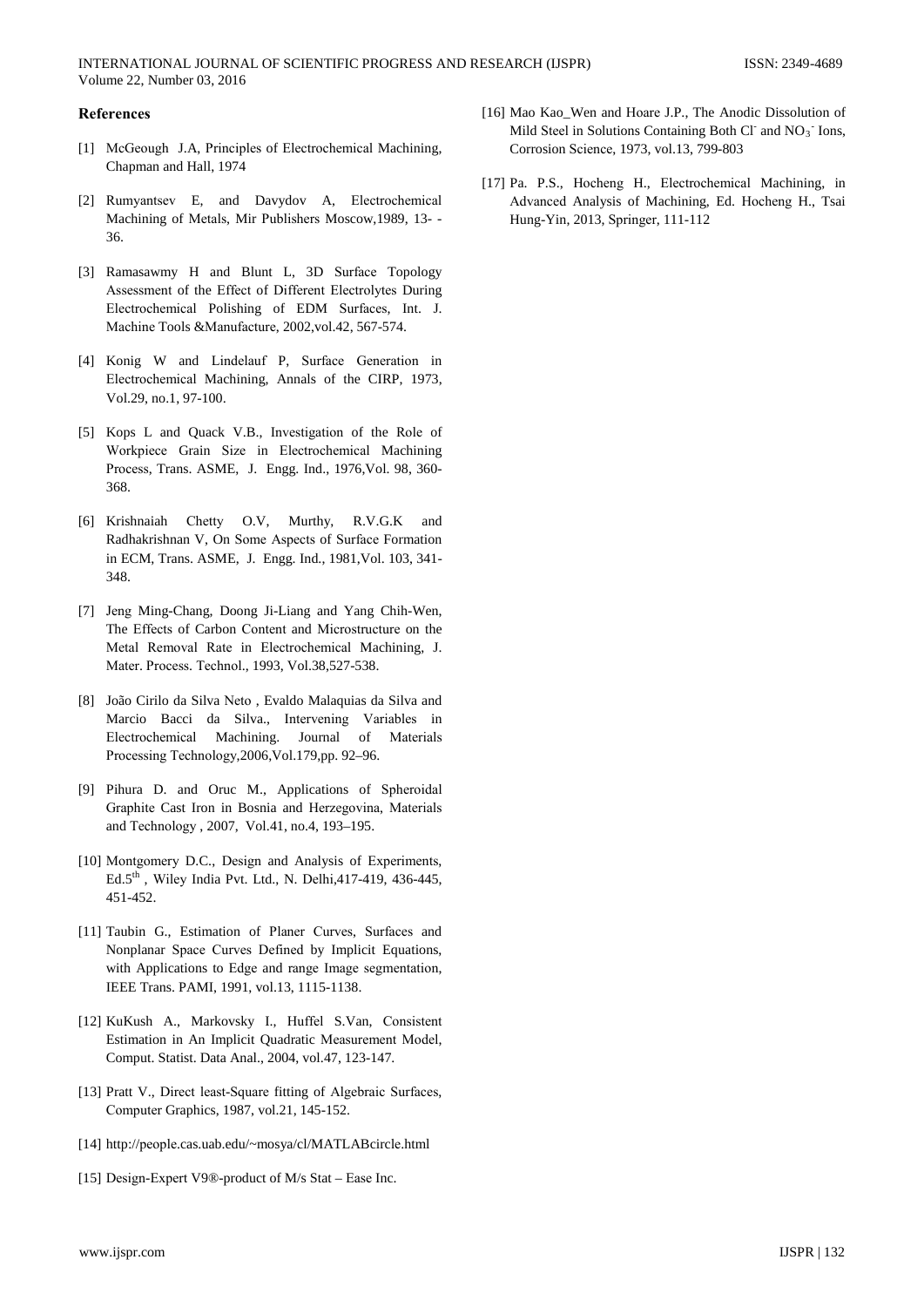## References

[1] McGeough J.A, Principles of Electrochemical Machining, Chapman and Hall, 1974

[2] Rumyantsev E, and Davydov A, Electrochemical Machining of Metals, Mir Publishers Moscow,1989, 13- -36.

[3] Ramasawmy H and Blunt L, 3D Surface Topology Assessment of the Effect of Different Electrolytes During Electrochemical Polishing of EDM Surfaces, Int. J. Machine Tools &Manufacture, 2002,vol.42, 567-574.

[4] Konig W and Lindelauf P, Surface Generation in Electrochemical Machining, Annals of the CIRP, 1973, Vol.29, no.1, 97-100.

[5] Kops L and Quack V.B., Investigation of the Role of Workpiece Grain Size in Electrochemical Machining Process, Trans. ASME, J. Engg. Ind., 1976,Vol. 98, 360-368.

[6] Krishnaiah Chetty O.V, Murthy, R.V.G.K and Radhakrishnan V, On Some Aspects of Surface Formation in ECM, Trans. ASME, J. Engg. Ind., 1981,Vol. 103, 341-348.

[7] Jeng Ming-Chang, Doong Ji-Liang and Yang Chih-Wen, The Effects of Carbon Content and Microstructure on the Metal Removal Rate in Electrochemical Machining, J. Mater. Process. Technol., 1993, Vol.38,527-538.

[8] João Cirilo da Silva Neto , Evaldo Malaquias da Silva and Marcio Bacci da Silva., Intervening Variables in Electrochemical Machining. Journal of Materials Processing Technology,2006,Vol.179,pp. 92–96.

[9] Pihura D. and Oruc M., Applications of Spheroidal Graphite Cast Iron in Bosnia and Herzegovina, Materials and Technology , 2007, Vol.41, no.4, 193–195.

[10] Montgomery D.C., Design and Analysis of Experiments, Ed.5th , Wiley India Pvt. Ltd., N. Delhi,417-419, 436-445, 451-452.

[11] Taubin G., Estimation of Planer Curves, Surfaces and Nonplanar Space Curves Defined by Implicit Equations, with Applications to Edge and range Image segmentation, IEEE Trans. PAMI, 1991, vol.13, 1115-1138.

[12] KuKush A., Markovsky I., Huffel S.Van, Consistent Estimation in An Implicit Quadratic Measurement Model, Comput. Statist. Data Anal., 2004, vol.47, 123-147.

[13] Pratt V., Direct least-Square fitting of Algebraic Surfaces, Computer Graphics, 1987, vol.21, 145-152.

[14] http://people.cas.uab.edu/~mosya/cl/MATLABcircle.html

[15] Design-Expert V9®-product of M/s Stat – Ease Inc.

[16] Mao Kao_Wen and Hoare J.P., The Anodic Dissolution of Mild Steel in Solutions Containing Both $Cl^-$ and $NO_3^-$ Ions, Corrosion Science, 1973, vol.13, 799-803

[17] Pa. P.S., Hocheng H., Electrochemical Machining, in Advanced Analysis of Machining, Ed. Hocheng H., Tsai Hung-Yin, 2013, Springer, 111-112